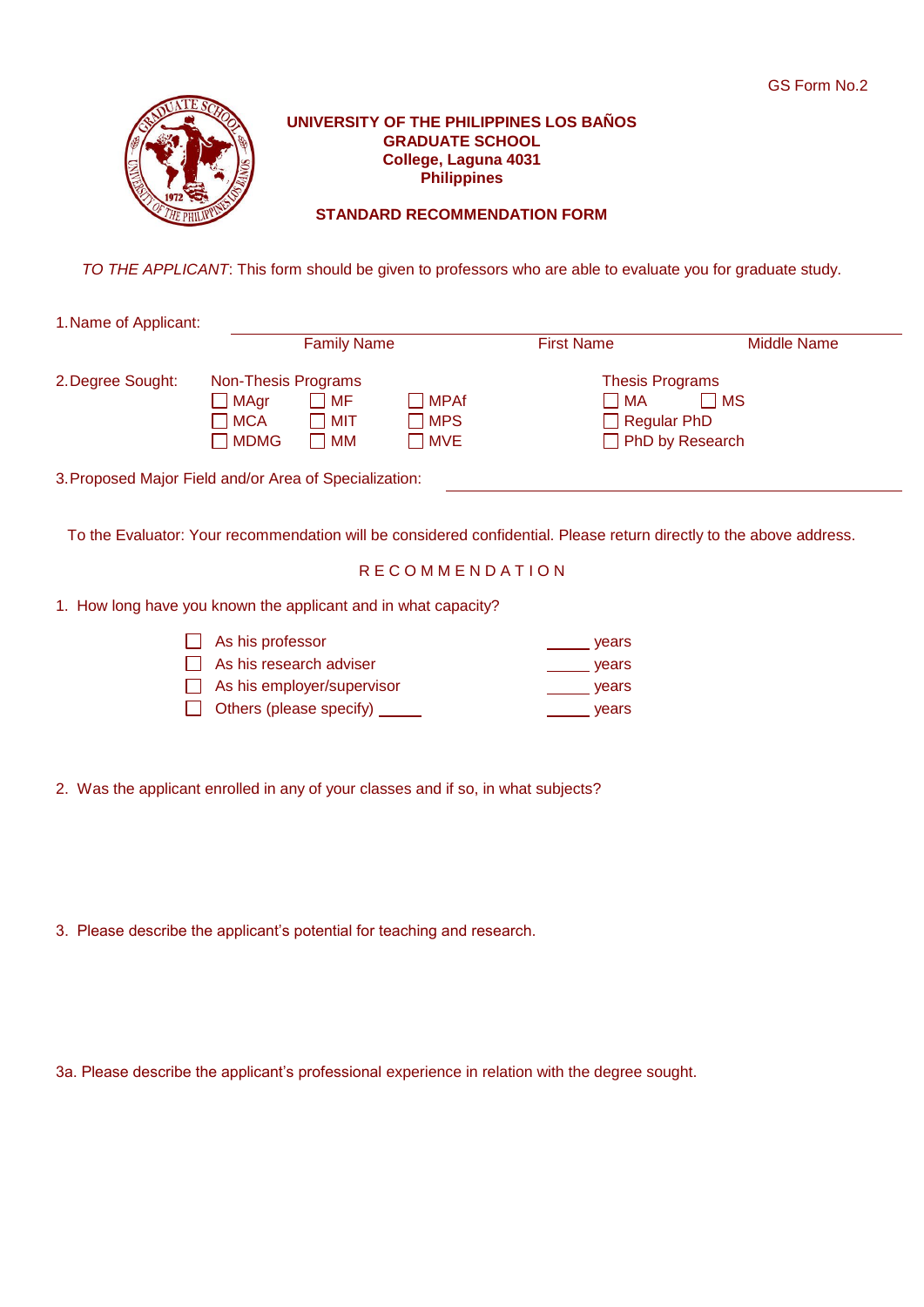GS Form No.2

**UNIVERSITY OF THE PHILIPPINES LOS BAÑOS**
**GRADUATE SCHOOL**
**College, Laguna 4031**
**Philippines**

## STANDARD RECOMMENDATION FORM

*TO THE APPLICANT*: This form should be given to professors who are able to evaluate you for graduate study.

1. Name of Applicant: ______________________________________________

   Family Name　　　　First Name　　　　Middle Name

2. Degree Sought:

   Non-Thesis Programs
   - ☐ MAgr　☐ MF　☐ MPAf
   - ☐ MCA　☐ MIT　☐ MPS
   - ☐ MDMG　☐ MM　☐ MVE

   Thesis Programs
   - ☐ MA　☐ MS
   - ☐ Regular PhD
   - ☐ PhD by Research

3. Proposed Major Field and/or Area of Specialization: ______________________________

To the Evaluator: Your recommendation will be considered confidential. Please return directly to the above address.

### R E C O M M E N D A T I O N

1. How long have you known the applicant and in what capacity?

   - ☐ As his professor　_____ years
   - ☐ As his research adviser　_____ years
   - ☐ As his employer/supervisor　_____ years
   - ☐ Others (please specify) _____　_____ years

2. Was the applicant enrolled in any of your classes and if so, in what subjects?

3. Please describe the applicant’s potential for teaching and research.

3a. Please describe the applicant’s professional experience in relation with the degree sought.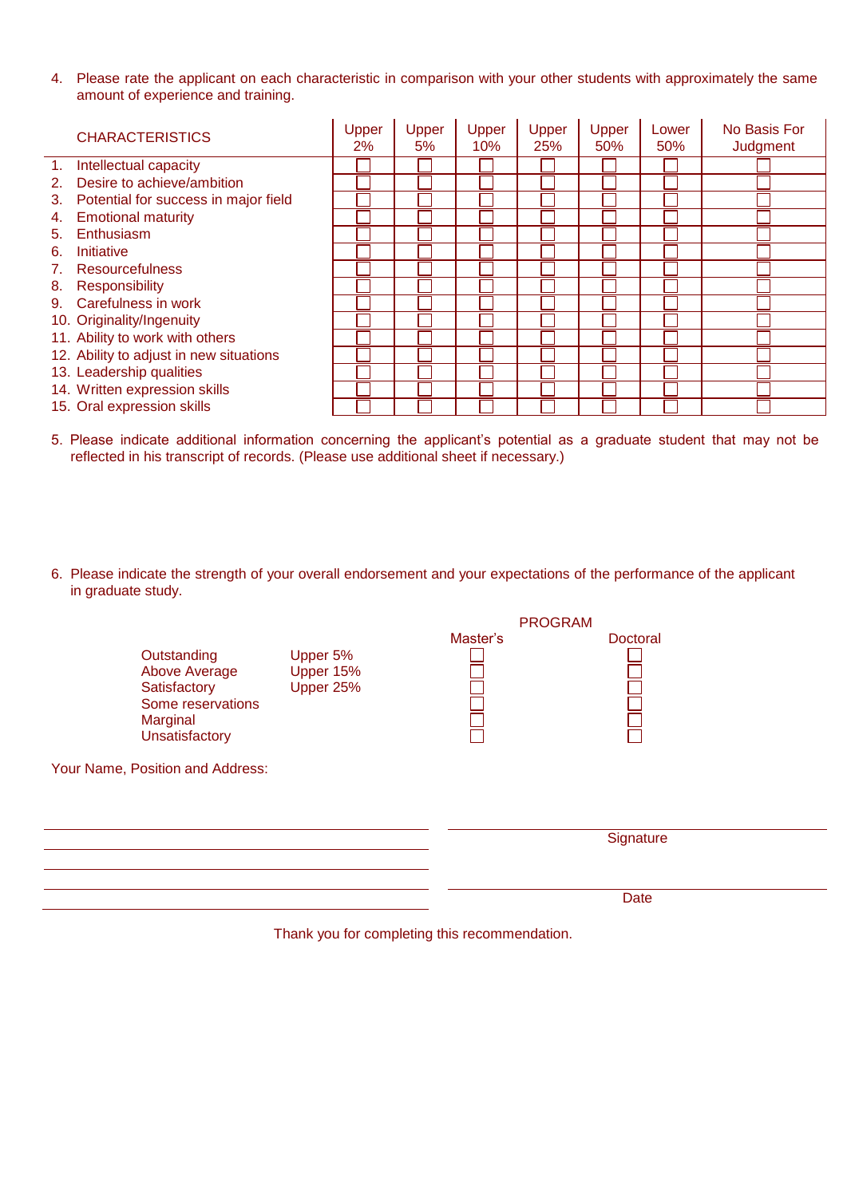4. Please rate the applicant on each characteristic in comparison with your other students with approximately the same amount of experience and training.

| CHARACTERISTICS | Upper 2% | Upper 5% | Upper 10% | Upper 25% | Upper 50% | Lower 50% | No Basis For Judgment |
|---|---|---|---|---|---|---|---|
| 1. Intellectual capacity | ☐ | ☐ | ☐ | ☐ | ☐ | ☐ | ☐ |
| 2. Desire to achieve/ambition | ☐ | ☐ | ☐ | ☐ | ☐ | ☐ | ☐ |
| 3. Potential for success in major field | ☐ | ☐ | ☐ | ☐ | ☐ | ☐ | ☐ |
| 4. Emotional maturity | ☐ | ☐ | ☐ | ☐ | ☐ | ☐ | ☐ |
| 5. Enthusiasm | ☐ | ☐ | ☐ | ☐ | ☐ | ☐ | ☐ |
| 6. Initiative | ☐ | ☐ | ☐ | ☐ | ☐ | ☐ | ☐ |
| 7. Resourcefulness | ☐ | ☐ | ☐ | ☐ | ☐ | ☐ | ☐ |
| 8. Responsibility | ☐ | ☐ | ☐ | ☐ | ☐ | ☐ | ☐ |
| 9. Carefulness in work | ☐ | ☐ | ☐ | ☐ | ☐ | ☐ | ☐ |
| 10. Originality/Ingenuity | ☐ | ☐ | ☐ | ☐ | ☐ | ☐ | ☐ |
| 11. Ability to work with others | ☐ | ☐ | ☐ | ☐ | ☐ | ☐ | ☐ |
| 12. Ability to adjust in new situations | ☐ | ☐ | ☐ | ☐ | ☐ | ☐ | ☐ |
| 13. Leadership qualities | ☐ | ☐ | ☐ | ☐ | ☐ | ☐ | ☐ |
| 14. Written expression skills | ☐ | ☐ | ☐ | ☐ | ☐ | ☐ | ☐ |
| 15. Oral expression skills | ☐ | ☐ | ☐ | ☐ | ☐ | ☐ | ☐ |

5. Please indicate additional information concerning the applicant's potential as a graduate student that may not be reflected in his transcript of records. (Please use additional sheet if necessary.)

6. Please indicate the strength of your overall endorsement and your expectations of the performance of the applicant in graduate study.

| | | PROGRAM | |
|---|---|---|---|
| | | Master's | Doctoral |
| Outstanding | Upper 5% | ☐ | ☐ |
| Above Average | Upper 15% | ☐ | ☐ |
| Satisfactory | Upper 25% | ☐ | ☐ |
| Some reservations | | ☐ | ☐ |
| Marginal | | ☐ | ☐ |
| Unsatisfactory | | ☐ | ☐ |

Your Name, Position and Address:

______________________________

______________________________

______________________________

______________________________

______________________________ Signature

______________________________ Date

Thank you for completing this recommendation.